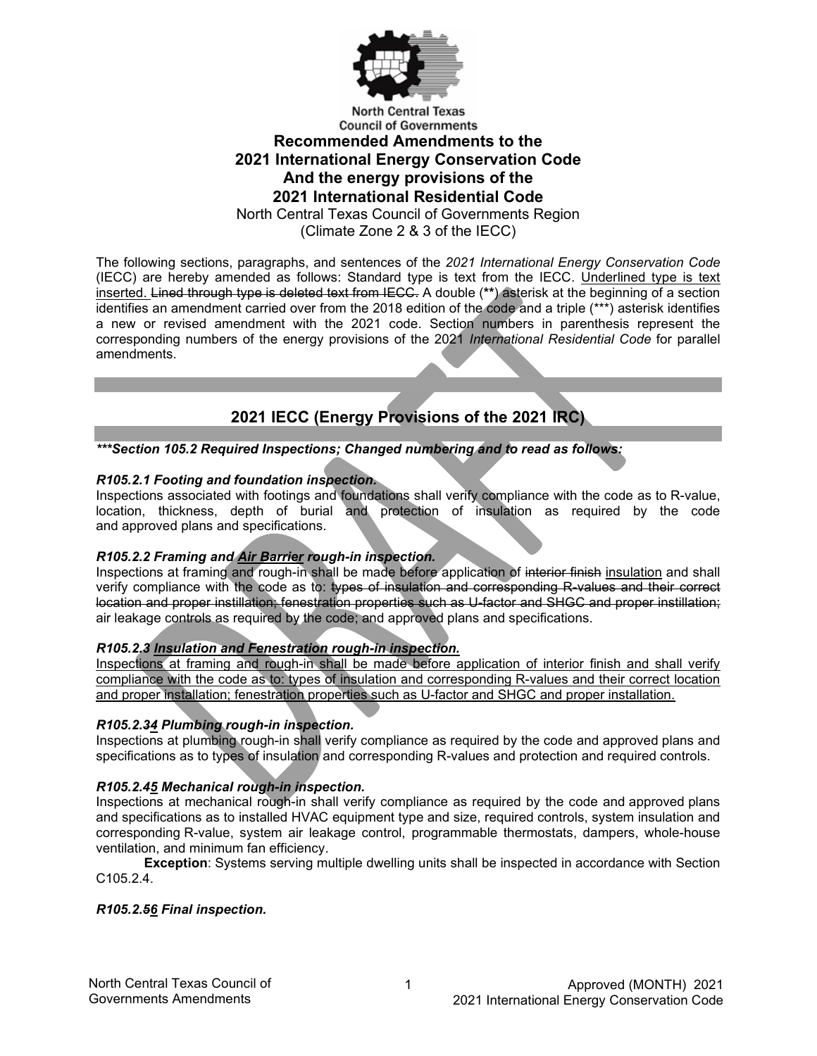North Central Texas Council of Governments

# Recommended Amendments to the 2021 International Energy Conservation Code And the energy provisions of the 2021 International Residential Code

North Central Texas Council of Governments Region
(Climate Zone 2 & 3 of the IECC)

The following sections, paragraphs, and sentences of the *2021 International Energy Conservation Code* (IECC) are hereby amended as follows: Standard type is text from the IECC. <u>Underlined type is text inserted.</u> ~~Lined through type is deleted text from IECC.~~ A double (**) asterisk at the beginning of a section identifies an amendment carried over from the 2018 edition of the code and a triple (***) asterisk identifies a new or revised amendment with the 2021 code. Section numbers in parenthesis represent the corresponding numbers of the energy provisions of the 2021 *International Residential Code* for parallel amendments.

## 2021 IECC (Energy Provisions of the 2021 IRC)

***\*\*\*Section 105.2 Required Inspections; Changed numbering and to read as follows:***

***R105.2.1 Footing and foundation inspection.***
Inspections associated with footings and foundations shall verify compliance with the code as to R-value, location, thickness, depth of burial and protection of insulation as required by the code and approved plans and specifications.

***R105.2.2 Framing and <u>Air Barrier</u> rough-in inspection.***
Inspections at framing and rough-in shall be made before application of ~~interior finish~~ <u>insulation</u> and shall verify compliance with the code as to: ~~types of insulation and corresponding R-values and their correct location and proper instillation; fenestration properties such as U-factor and SHGC and proper instillation;~~ air leakage controls as required by the code; and approved plans and specifications.

***R105.2.3 <u>Insulation and Fenestration rough-in inspection.</u>***
<u>Inspections at framing and rough-in shall be made before application of interior finish and shall verify compliance with the code as to: types of insulation and corresponding R-values and their correct location and proper installation; fenestration properties such as U-factor and SHGC and proper installation.</u>

***R105.2.~~3~~<u>4</u> Plumbing rough-in inspection.***
Inspections at plumbing rough-in shall verify compliance as required by the code and approved plans and specifications as to types of insulation and corresponding R-values and protection and required controls.

***R105.2.~~4~~<u>5</u> Mechanical rough-in inspection.***
Inspections at mechanical rough-in shall verify compliance as required by the code and approved plans and specifications as to installed HVAC equipment type and size, required controls, system insulation and corresponding R-value, system air leakage control, programmable thermostats, dampers, whole-house ventilation, and minimum fan efficiency.

**Exception**: Systems serving multiple dwelling units shall be inspected in accordance with Section C105.2.4.

***R105.2.~~5~~<u>6</u> Final inspection.***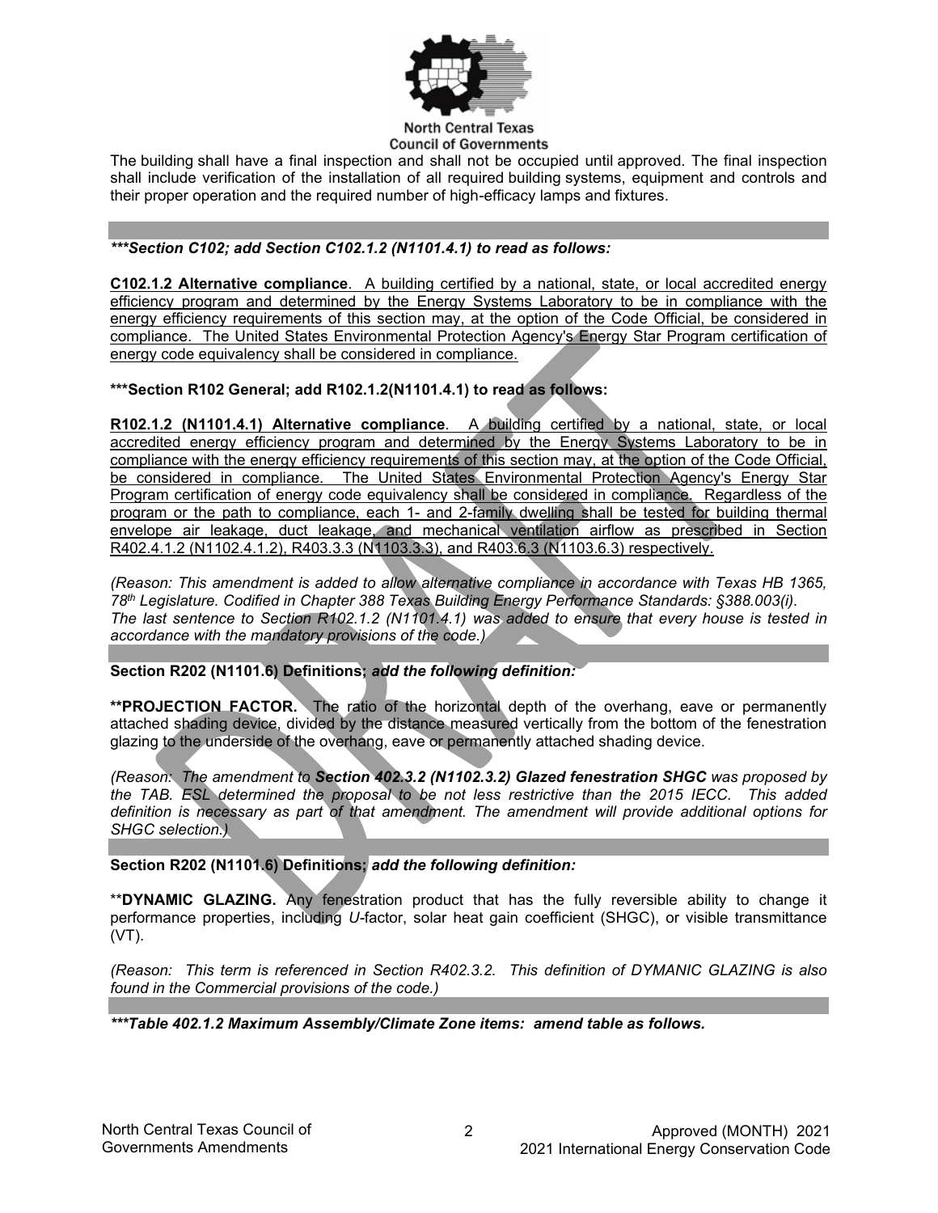The building shall have a final inspection and shall not be occupied until approved. The final inspection shall include verification of the installation of all required building systems, equipment and controls and their proper operation and the required number of high-efficacy lamps and fixtures.

***\*\*\*Section C102; add Section C102.1.2 (N1101.4.1) to read as follows:***

<u>**C102.1.2 Alternative compliance**. A building certified by a national, state, or local accredited energy efficiency program and determined by the Energy Systems Laboratory to be in compliance with the energy efficiency requirements of this section may, at the option of the Code Official, be considered in compliance. The United States Environmental Protection Agency's Energy Star Program certification of energy code equivalency shall be considered in compliance.</u>

**\*\*\*Section R102 General; add R102.1.2(N1101.4.1) to read as follows:**

<u>**R102.1.2 (N1101.4.1) Alternative compliance**. A building certified by a national, state, or local accredited energy efficiency program and determined by the Energy Systems Laboratory to be in compliance with the energy efficiency requirements of this section may, at the option of the Code Official, be considered in compliance. The United States Environmental Protection Agency's Energy Star Program certification of energy code equivalency shall be considered in compliance. Regardless of the program or the path to compliance, each 1- and 2-family dwelling shall be tested for building thermal envelope air leakage, duct leakage, and mechanical ventilation airflow as prescribed in Section R402.4.1.2 (N1102.4.1.2), R403.3.3 (N1103.3.3), and R403.6.3 (N1103.6.3) respectively.</u>

*(Reason: This amendment is added to allow alternative compliance in accordance with Texas HB 1365, 78th Legislature. Codified in Chapter 388 Texas Building Energy Performance Standards: §388.003(i). The last sentence to Section R102.1.2 (N1101.4.1) was added to ensure that every house is tested in accordance with the mandatory provisions of the code.)*

**Section R202 (N1101.6) Definitions; *add the following definition:***

**\*\*PROJECTION FACTOR.** The ratio of the horizontal depth of the overhang, eave or permanently attached shading device, divided by the distance measured vertically from the bottom of the fenestration glazing to the underside of the overhang, eave or permanently attached shading device.

*(Reason: The amendment to **Section 402.3.2 (N1102.3.2) Glazed fenestration SHGC** was proposed by the TAB. ESL determined the proposal to be not less restrictive than the 2015 IECC. This added definition is necessary as part of that amendment. The amendment will provide additional options for SHGC selection.)*

**Section R202 (N1101.6) Definitions; *add the following definition:***

\*\***DYNAMIC GLAZING.** Any fenestration product that has the fully reversible ability to change it performance properties, including *U*-factor, solar heat gain coefficient (SHGC), or visible transmittance (VT).

*(Reason: This term is referenced in Section R402.3.2. This definition of DYMANIC GLAZING is also found in the Commercial provisions of the code.)*

***\*\*\*Table 402.1.2 Maximum Assembly/Climate Zone items: amend table as follows.***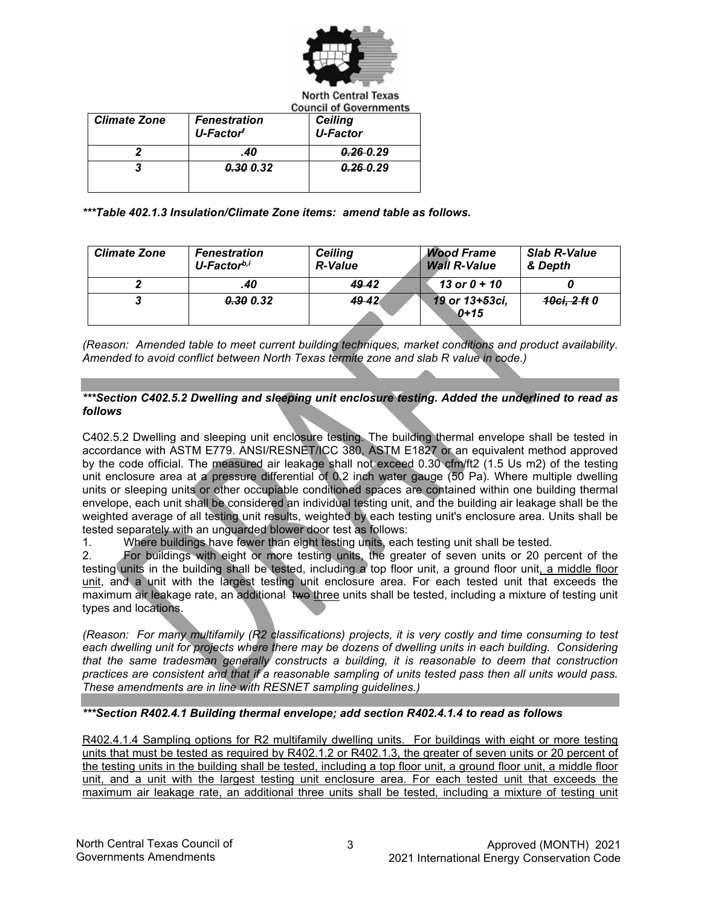| Climate Zone | Fenestration U-Factor[f] | Ceiling U-Factor |
|---|---|---|
| 2 | .40 | ~~0.26~~ 0.29 |
| 3 | ~~0.30~~ 0.32 | ~~0.26~~ 0.29 |

***\*\*\*Table 402.1.3 Insulation/Climate Zone items: amend table as follows.***

| Climate Zone | Fenestration U-Factor[b,i] | Ceiling R-Value | Wood Frame Wall R-Value | Slab R-Value & Depth |
|---|---|---|---|---|
| 2 | .40 | ~~49~~ 42 | 13 or 0 + 10 | 0 |
| 3 | ~~0.30~~ 0.32 | ~~49~~ 42 | 19 or 13+~~5~~3ci, 0+15 | ~~10ci, 2 ft~~ 0 |

*(Reason: Amended table to meet current building techniques, market conditions and product availability. Amended to avoid conflict between North Texas termite zone and slab R value in code.)*

***\*\*\*Section C402.5.2 Dwelling and sleeping unit enclosure testing. Added the underlined to read as follows***

C402.5.2 Dwelling and sleeping unit enclosure testing. The building thermal envelope shall be tested in accordance with ASTM E779. ANSI/RESNET/ICC 380, ASTM E1827 or an equivalent method approved by the code official. The measured air leakage shall not exceed 0.30 cfm/ft2 (1.5 Us m2) of the testing unit enclosure area at a pressure differential of 0.2 inch water gauge (50 Pa). Where multiple dwelling units or sleeping units or other occupiable conditioned spaces are contained within one building thermal envelope, each unit shall be considered an individual testing unit, and the building air leakage shall be the weighted average of all testing unit results, weighted by each testing unit's enclosure area. Units shall be tested separately with an unguarded blower door test as follows:

1. Where buildings have fewer than eight testing units, each testing unit shall be tested.
2. For buildings with eight or more testing units, the greater of seven units or 20 percent of the testing units in the building shall be tested, including a top floor unit, a ground floor unit<u>, a middle floor unit</u>, and a unit with the largest testing unit enclosure area. For each tested unit that exceeds the maximum air leakage rate, an additional ~~two~~ <u>three</u> units shall be tested, including a mixture of testing unit types and locations.

*(Reason: For many multifamily (R2 classifications) projects, it is very costly and time consuming to test each dwelling unit for projects where there may be dozens of dwelling units in each building. Considering that the same tradesman generally constructs a building, it is reasonable to deem that construction practices are consistent and that if a reasonable sampling of units tested pass then all units would pass. These amendments are in line with RESNET sampling guidelines.)*

***\*\*\*Section R402.4.1 Building thermal envelope; add section R402.4.1.4 to read as follows***

<u>R402.4.1.4 Sampling options for R2 multifamily dwelling units. For buildings with eight or more testing units that must be tested as required by R402.1.2 or R402.1.3, the greater of seven units or 20 percent of the testing units in the building shall be tested, including a top floor unit, a ground floor unit, a middle floor unit, and a unit with the largest testing unit enclosure area. For each tested unit that exceeds the maximum air leakage rate, an additional three units shall be tested, including a mixture of testing unit</u>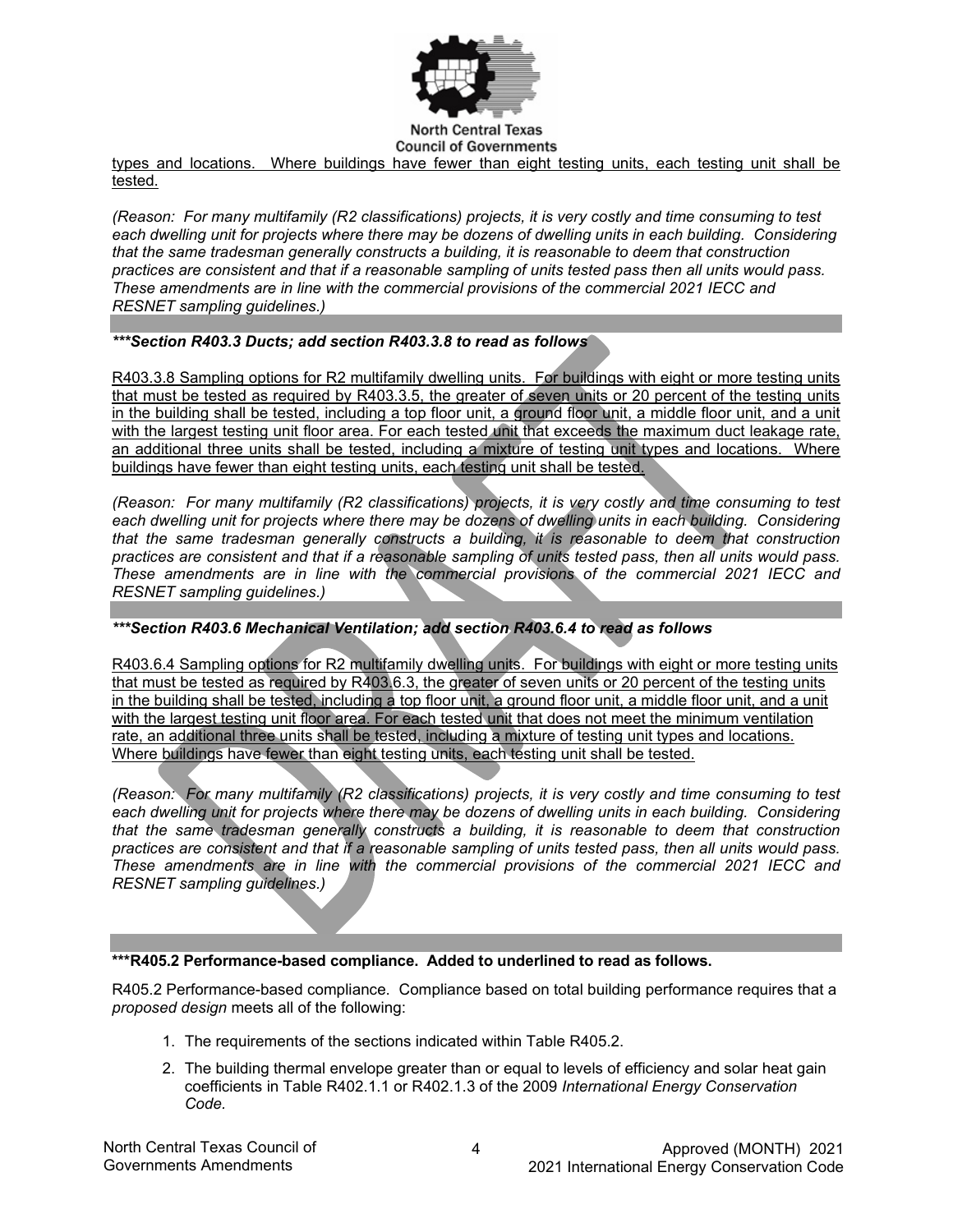<u>types and locations. Where buildings have fewer than eight testing units, each testing unit shall be tested.</u>

*(Reason: For many multifamily (R2 classifications) projects, it is very costly and time consuming to test each dwelling unit for projects where there may be dozens of dwelling units in each building. Considering that the same tradesman generally constructs a building, it is reasonable to deem that construction practices are consistent and that if a reasonable sampling of units tested pass then all units would pass. These amendments are in line with the commercial provisions of the commercial 2021 IECC and RESNET sampling guidelines.)*

***\*\*\*Section R403.3 Ducts; add section R403.3.8 to read as follows***

<u>R403.3.8 Sampling options for R2 multifamily dwelling units. For buildings with eight or more testing units that must be tested as required by R403.3.5, the greater of seven units or 20 percent of the testing units in the building shall be tested, including a top floor unit, a ground floor unit, a middle floor unit, and a unit with the largest testing unit floor area. For each tested unit that exceeds the maximum duct leakage rate, an additional three units shall be tested, including a mixture of testing unit types and locations. Where buildings have fewer than eight testing units, each testing unit shall be tested.</u>

*(Reason: For many multifamily (R2 classifications) projects, it is very costly and time consuming to test each dwelling unit for projects where there may be dozens of dwelling units in each building. Considering that the same tradesman generally constructs a building, it is reasonable to deem that construction practices are consistent and that if a reasonable sampling of units tested pass, then all units would pass. These amendments are in line with the commercial provisions of the commercial 2021 IECC and RESNET sampling guidelines.)*

***\*\*\*Section R403.6 Mechanical Ventilation; add section R403.6.4 to read as follows***

<u>R403.6.4 Sampling options for R2 multifamily dwelling units. For buildings with eight or more testing units that must be tested as required by R403.6.3, the greater of seven units or 20 percent of the testing units in the building shall be tested, including a top floor unit, a ground floor unit, a middle floor unit, and a unit with the largest testing unit floor area. For each tested unit that does not meet the minimum ventilation rate, an additional three units shall be tested, including a mixture of testing unit types and locations. Where buildings have fewer than eight testing units, each testing unit shall be tested.</u>

*(Reason: For many multifamily (R2 classifications) projects, it is very costly and time consuming to test each dwelling unit for projects where there may be dozens of dwelling units in each building. Considering that the same tradesman generally constructs a building, it is reasonable to deem that construction practices are consistent and that if a reasonable sampling of units tested pass, then all units would pass. These amendments are in line with the commercial provisions of the commercial 2021 IECC and RESNET sampling guidelines.)*

**\*\*\*R405.2 Performance-based compliance. Added to underlined to read as follows.**

R405.2 Performance-based compliance. Compliance based on total building performance requires that a *proposed design* meets all of the following:

1. The requirements of the sections indicated within Table R405.2.
2. The building thermal envelope greater than or equal to levels of efficiency and solar heat gain coefficients in Table R402.1.1 or R402.1.3 of the 2009 *International Energy Conservation Code.*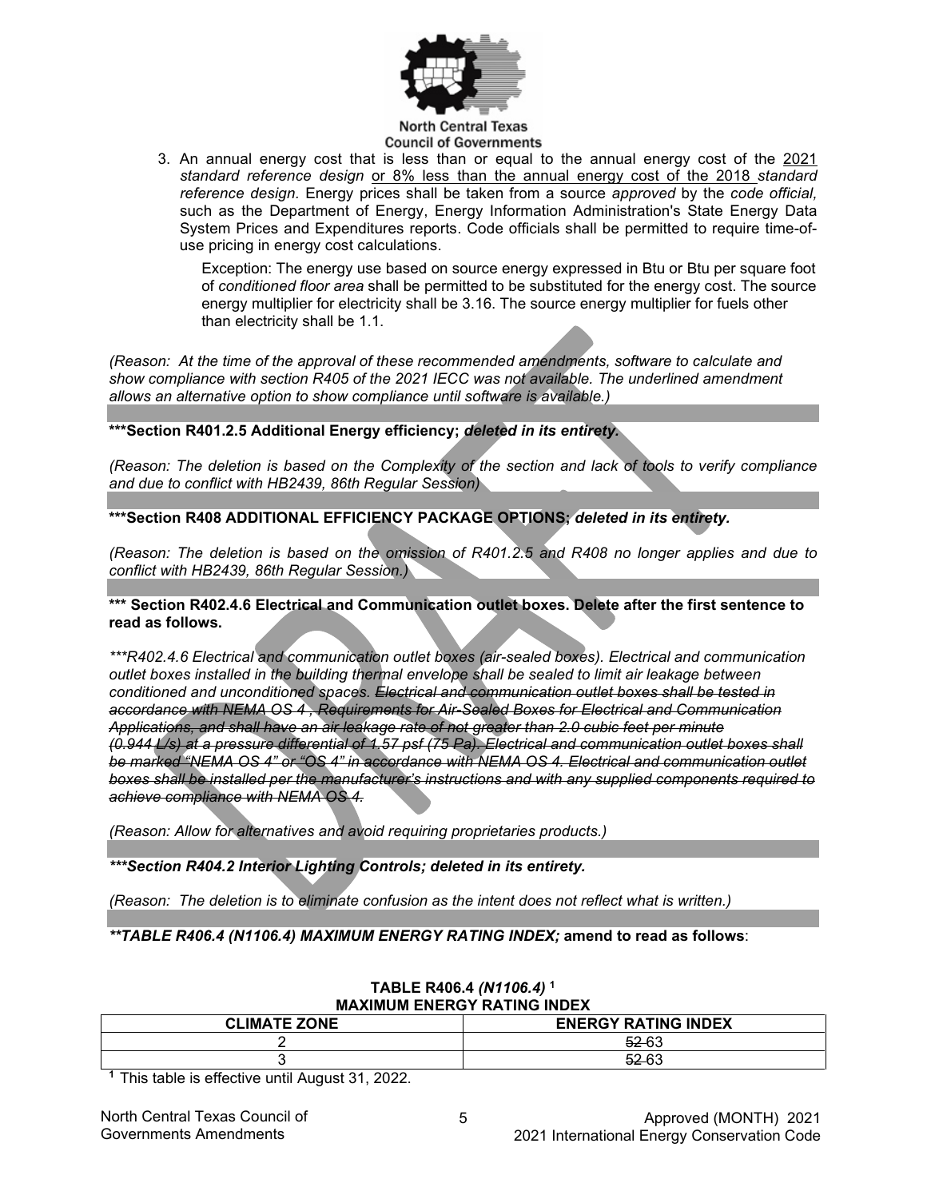3. An annual energy cost that is less than or equal to the annual energy cost of the <u>2021</u> *standard reference design* <u>or 8% less than the annual energy cost of the 2018</u> *standard reference design*. Energy prices shall be taken from a source *approved* by the *code official,* such as the Department of Energy, Energy Information Administration's State Energy Data System Prices and Expenditures reports. Code officials shall be permitted to require time-of-use pricing in energy cost calculations.

   Exception: The energy use based on source energy expressed in Btu or Btu per square foot of *conditioned floor area* shall be permitted to be substituted for the energy cost. The source energy multiplier for electricity shall be 3.16. The source energy multiplier for fuels other than electricity shall be 1.1.

*(Reason: At the time of the approval of these recommended amendments, software to calculate and show compliance with section R405 of the 2021 IECC was not available. The underlined amendment allows an alternative option to show compliance until software is available.)*

**\*\*\*Section R401.2.5 Additional Energy efficiency; *deleted in its entirety.***

*(Reason: The deletion is based on the Complexity of the section and lack of tools to verify compliance and due to conflict with HB2439, 86th Regular Session)*

**\*\*\*Section R408 ADDITIONAL EFFICIENCY PACKAGE OPTIONS; *deleted in its entirety.***

*(Reason: The deletion is based on the omission of R401.2.5 and R408 no longer applies and due to conflict with HB2439, 86th Regular Session.)*

**\*\*\* Section R402.4.6 Electrical and Communication outlet boxes. Delete after the first sentence to read as follows.**

*\*\*\*R402.4.6 Electrical and communication outlet boxes (air-sealed boxes). Electrical and communication outlet boxes installed in the building thermal envelope shall be sealed to limit air leakage between conditioned and unconditioned spaces. ~~Electrical and communication outlet boxes shall be tested in accordance with NEMA OS 4 , Requirements for Air-Sealed Boxes for Electrical and Communication Applications, and shall have an air leakage rate of not greater than 2.0 cubic feet per minute (0.944 L/s) at a pressure differential of 1.57 psf (75 Pa). Electrical and communication outlet boxes shall be marked "NEMA OS 4" or "OS 4" in accordance with NEMA OS 4. Electrical and communication outlet boxes shall be installed per the manufacturer's instructions and with any supplied components required to achieve compliance with NEMA OS 4.~~*

*(Reason: Allow for alternatives and avoid requiring proprietaries products.)*

***\*\*\*Section R404.2 Interior Lighting Controls; deleted in its entirety.***

*(Reason: The deletion is to eliminate confusion as the intent does not reflect what is written.)*

***\*\*TABLE R406.4 (N1106.4) MAXIMUM ENERGY RATING INDEX;* amend to read as follows**:

**TABLE R406.4 *(N1106.4)* [1]**
**MAXIMUM ENERGY RATING INDEX**

| CLIMATE ZONE | ENERGY RATING INDEX |
|---|---|
| 2 | ~~52~~ 63 |
| 3 | ~~52~~ 63 |

[1] This table is effective until August 31, 2022.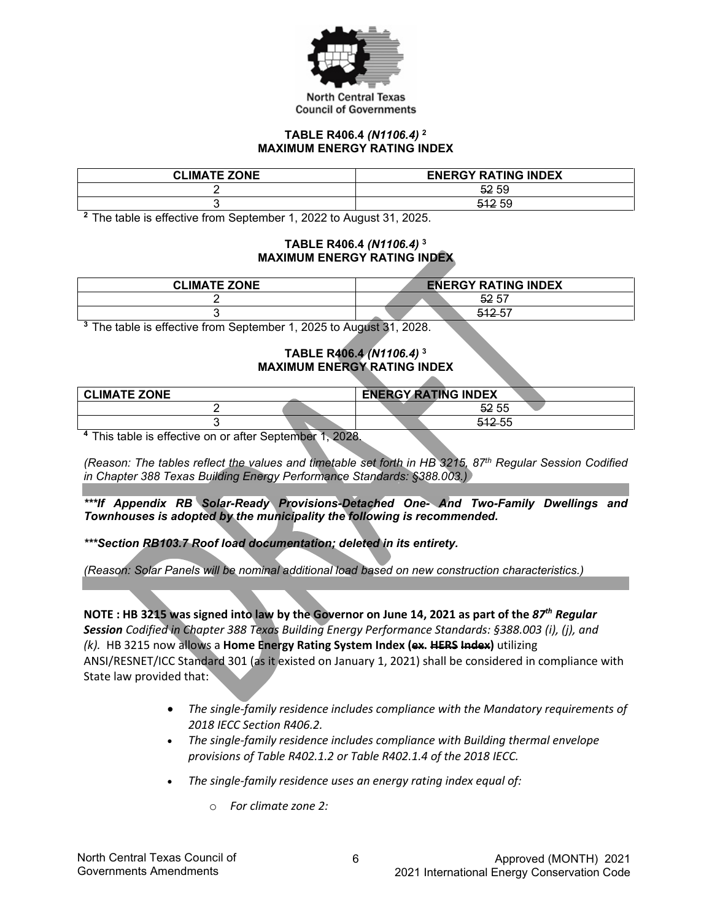**TABLE R406.4 *(N1106.4)* [2]**
**MAXIMUM ENERGY RATING INDEX**

| CLIMATE ZONE | ENERGY RATING INDEX |
|---|---|
| 2 | ~~52~~ 59 |
| 3 | ~~512~~ 59 |

[2] The table is effective from September 1, 2022 to August 31, 2025.

**TABLE R406.4 *(N1106.4)* [3]**
**MAXIMUM ENERGY RATING INDEX**

| CLIMATE ZONE | ENERGY RATING INDEX |
|---|---|
| 2 | ~~52~~ 57 |
| 3 | ~~512~~ 57 |

[3] The table is effective from September 1, 2025 to August 31, 2028.

**TABLE R406.4 *(N1106.4)* [3]**
**MAXIMUM ENERGY RATING INDEX**

| CLIMATE ZONE | ENERGY RATING INDEX |
|---|---|
| 2 | ~~52~~ 55 |
| 3 | ~~512~~ 55 |

[4] This table is effective on or after September 1, 2028.

*(Reason: The tables reflect the values and timetable set forth in HB 3215, 87th Regular Session Codified in Chapter 388 Texas Building Energy Performance Standards: §388.003.)*

***\*\*\*If Appendix RB Solar-Ready Provisions-Detached One- And Two-Family Dwellings and Townhouses is adopted by the municipality the following is recommended.***

***\*\*\*Section RB103.7 Roof load documentation; deleted in its entirety.***

*(Reason: Solar Panels will be nominal additional load based on new construction characteristics.)*

**NOTE : HB 3215 was signed into law by the Governor on June 14, 2021 as part of the *87th Regular Session*** *Codified in Chapter 388 Texas Building Energy Performance Standards: §388.003 (i), (j), and (k).* HB 3215 now allows a **Home Energy Rating System Index (~~ex.~~ ~~HERS~~ ~~Index~~)** utilizing ANSI/RESNET/ICC Standard 301 (as it existed on January 1, 2021) shall be considered in compliance with State law provided that:

- *The single-family residence includes compliance with the Mandatory requirements of 2018 IECC Section R406.2.*
- *The single-family residence includes compliance with Building thermal envelope provisions of Table R402.1.2 or Table R402.1.4 of the 2018 IECC.*
- *The single-family residence uses an energy rating index equal of:*
  - *For climate zone 2:*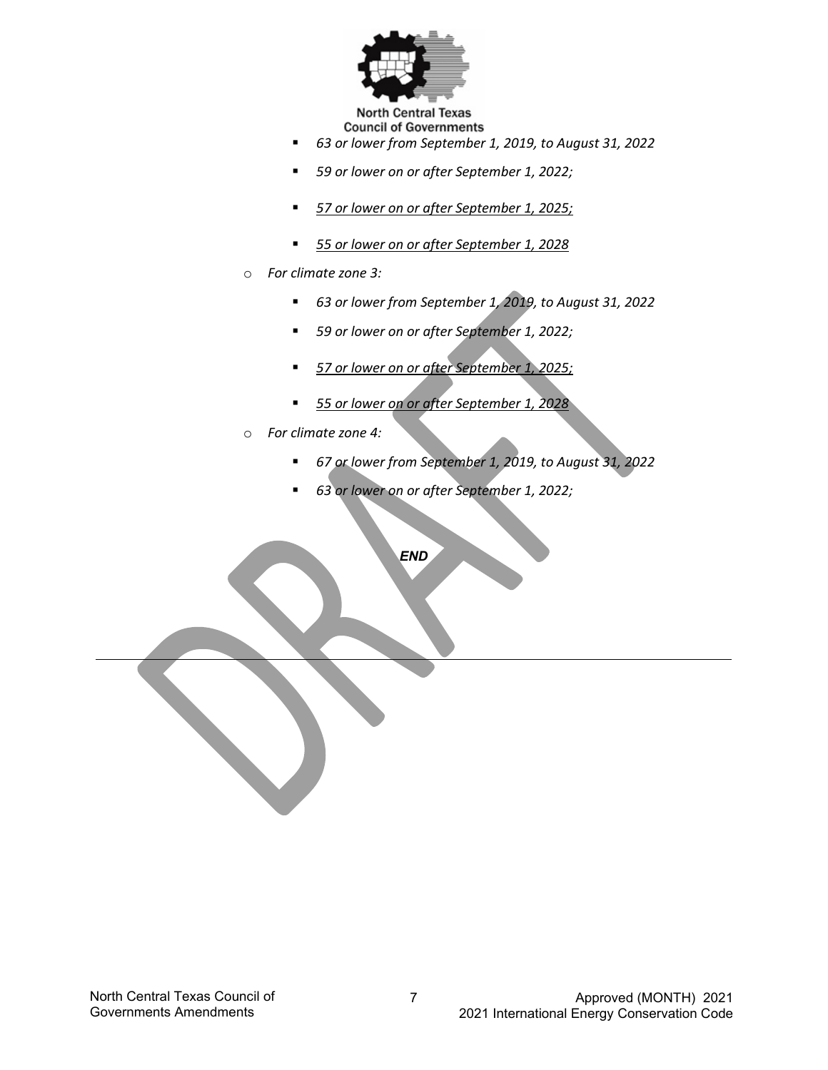- *63 or lower from September 1, 2019, to August 31, 2022*
- *59 or lower on or after September 1, 2022;*
- <u>*57 or lower on or after September 1, 2025;*</u>
- <u>*55 or lower on or after September 1, 2028*</u>

- *For climate zone 3:*
  - *63 or lower from September 1, 2019, to August 31, 2022*
  - *59 or lower on or after September 1, 2022;*
  - <u>*57 or lower on or after September 1, 2025;*</u>
  - <u>*55 or lower on or after September 1, 2028*</u>
- *For climate zone 4:*
  - *67 or lower from September 1, 2019, to August 31, 2022*
  - *63 or lower on or after September 1, 2022;*

***END***

---